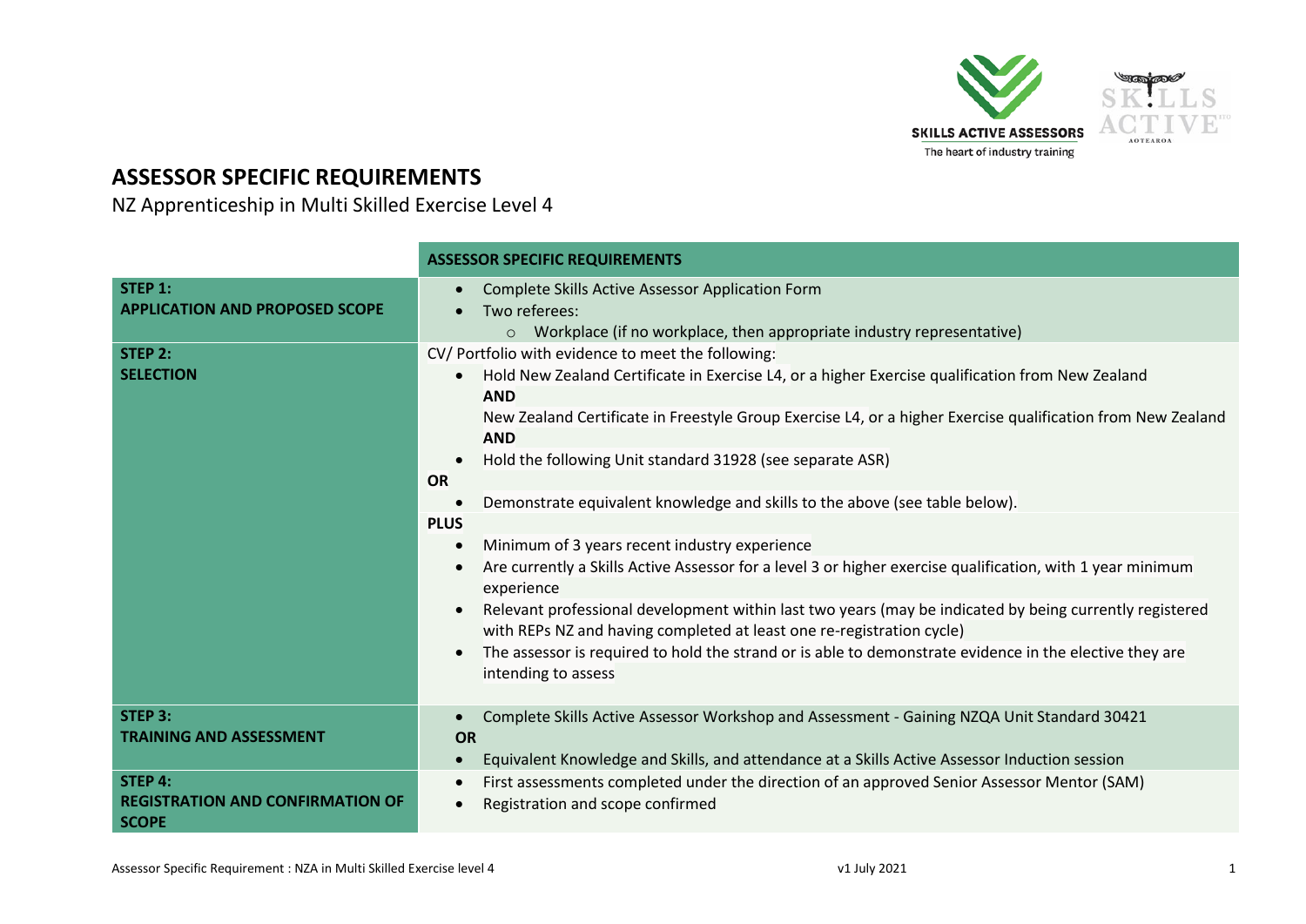# ASSESSOR SPECIFIC REQUIREMENTS

NZ Apprenticeship in Multi Skilled Exercise Level 4

| | ASSESSOR SPECIFIC REQUIREMENTS |
|---|---|
| **STEP 1:**<br>**APPLICATION AND PROPOSED SCOPE** | • Complete Skills Active Assessor Application Form<br>• Two referees:<br>  ○ Workplace (if no workplace, then appropriate industry representative) |
| **STEP 2:**<br>**SELECTION** | CV/ Portfolio with evidence to meet the following:<br>• Hold New Zealand Certificate in Exercise L4, or a higher Exercise qualification from New Zealand<br>**AND**<br>New Zealand Certificate in Freestyle Group Exercise L4, or a higher Exercise qualification from New Zealand<br>**AND**<br>• Hold the following Unit standard 31928 (see separate ASR)<br>**OR**<br>• Demonstrate equivalent knowledge and skills to the above (see table below).<br>**PLUS**<br>• Minimum of 3 years recent industry experience<br>• Are currently a Skills Active Assessor for a level 3 or higher exercise qualification, with 1 year minimum experience<br>• Relevant professional development within last two years (may be indicated by being currently registered with REPs NZ and having completed at least one re-registration cycle)<br>• The assessor is required to hold the strand or is able to demonstrate evidence in the elective they are intending to assess |
| **STEP 3:**<br>**TRAINING AND ASSESSMENT** | • Complete Skills Active Assessor Workshop and Assessment - Gaining NZQA Unit Standard 30421<br>**OR**<br>• Equivalent Knowledge and Skills, and attendance at a Skills Active Assessor Induction session |
| **STEP 4:**<br>**REGISTRATION AND CONFIRMATION OF SCOPE** | • First assessments completed under the direction of an approved Senior Assessor Mentor (SAM)<br>• Registration and scope confirmed |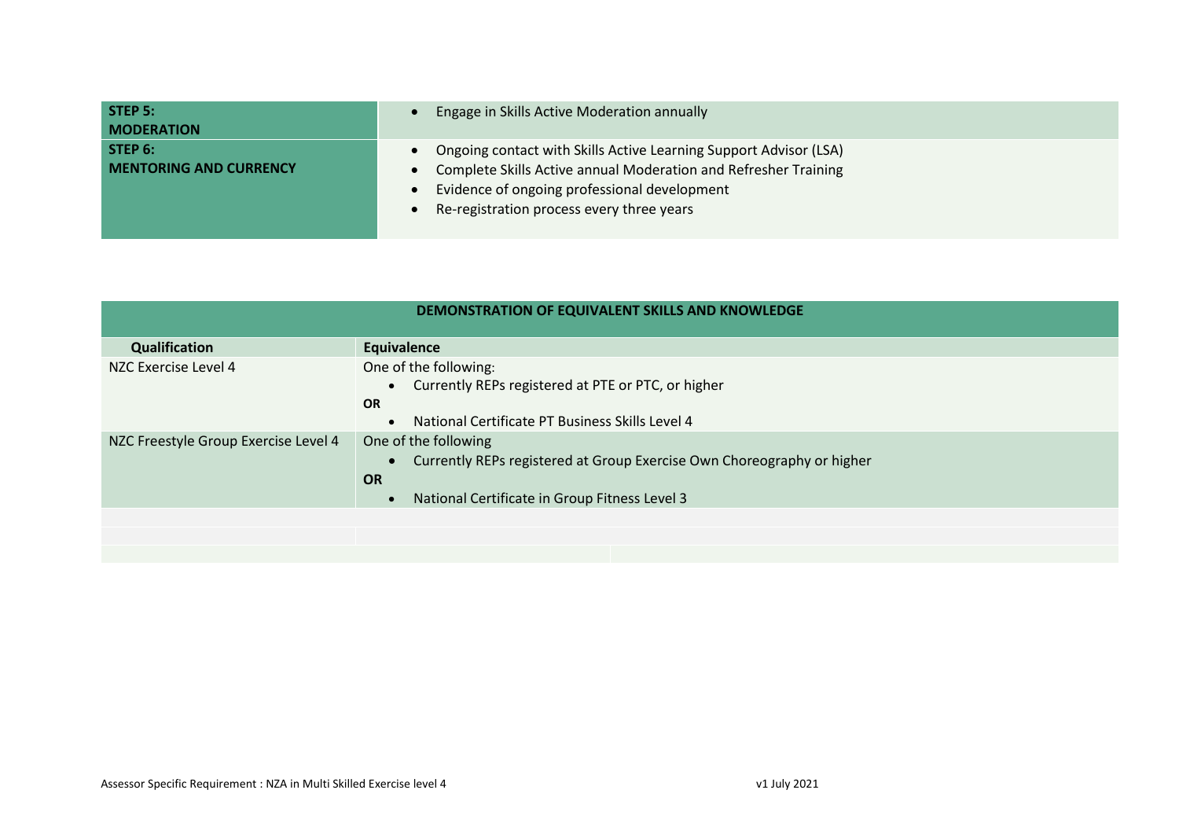| | |
|---|---|
| **STEP 5: MODERATION** | • Engage in Skills Active Moderation annually |
| **STEP 6: MENTORING AND CURRENCY** | • Ongoing contact with Skills Active Learning Support Advisor (LSA)<br>• Complete Skills Active annual Moderation and Refresher Training<br>• Evidence of ongoing professional development<br>• Re-registration process every three years |

| **DEMONSTRATION OF EQUIVALENT SKILLS AND KNOWLEDGE** | |
|---|---|
| **Qualification** | **Equivalence** |
| NZC Exercise Level 4 | One of the following:<br>• Currently REPs registered at PTE or PTC, or higher<br>**OR**<br>• National Certificate PT Business Skills Level 4 |
| NZC Freestyle Group Exercise Level 4 | One of the following<br>• Currently REPs registered at Group Exercise Own Choreography or higher<br>**OR**<br>• National Certificate in Group Fitness Level 3 |
| | |
| | |
| | |